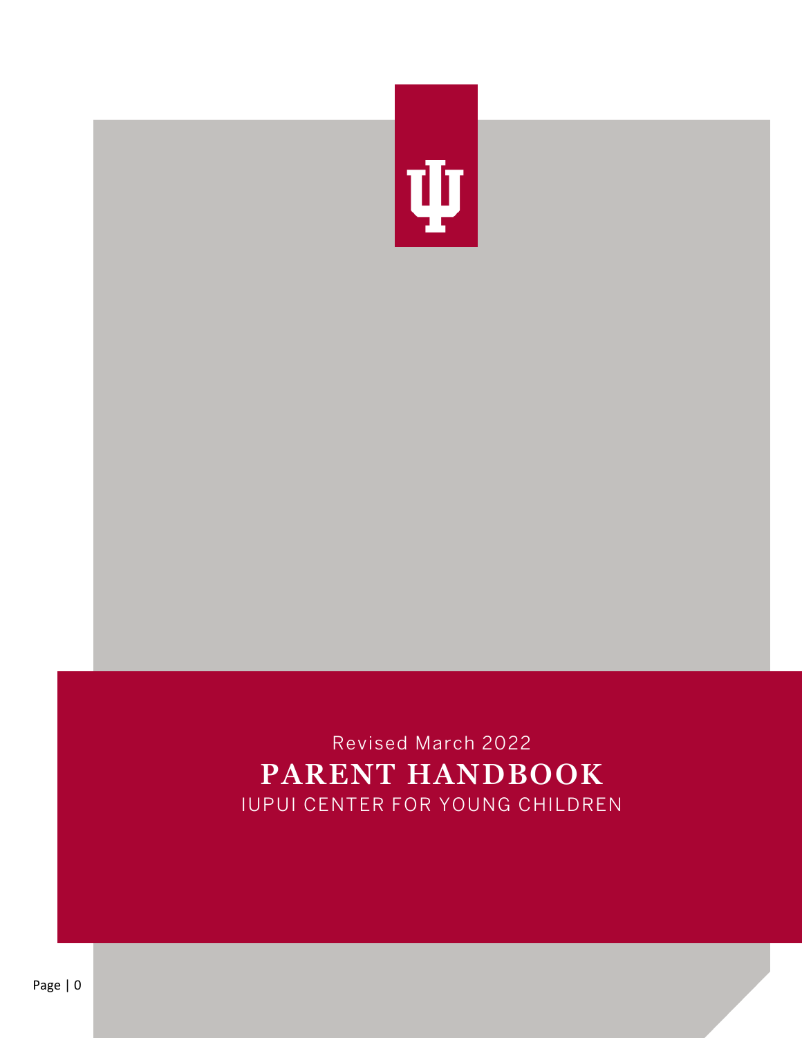Revised March 2022

# PARENT HANDBOOK

IUPUI CENTER FOR YOUNG CHILDREN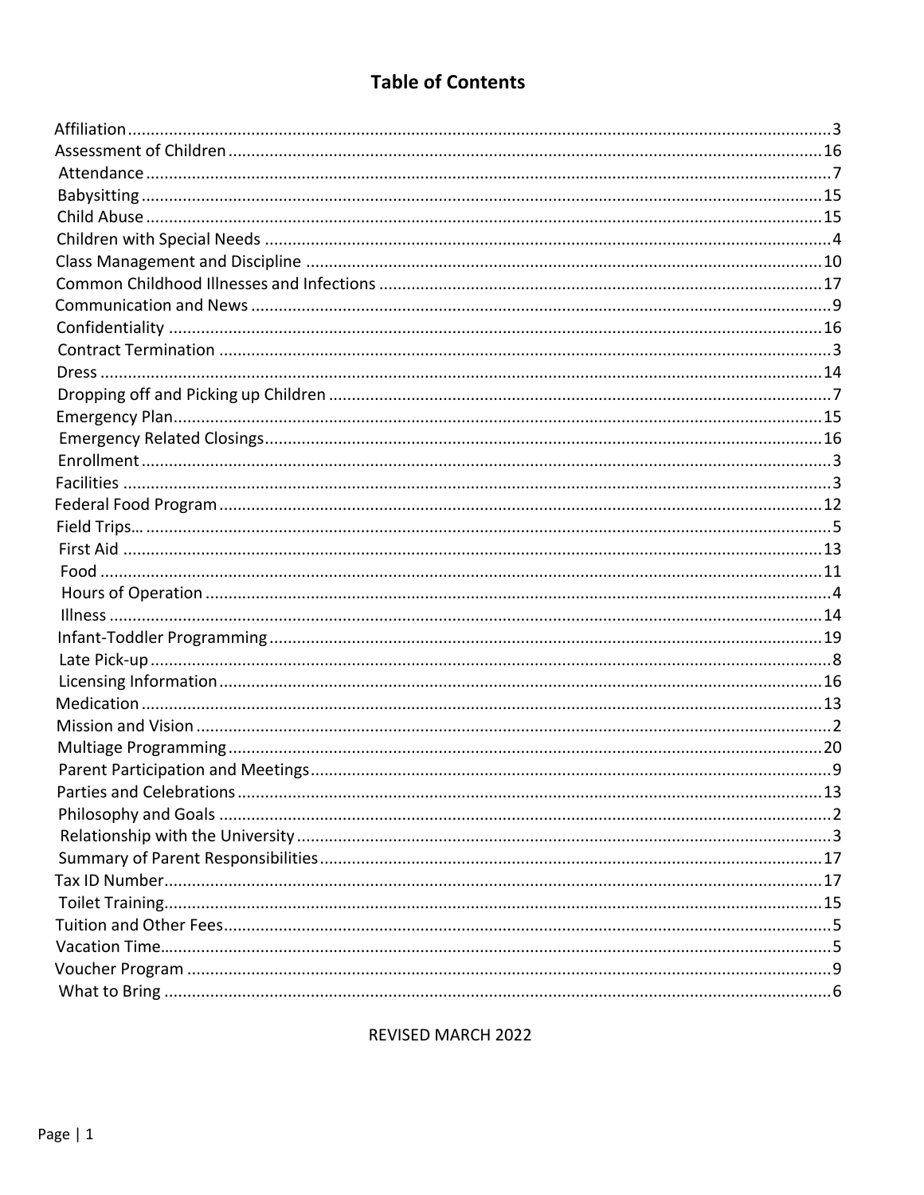# Table of Contents

Affiliation....3
Assessment of Children....16
Attendance....7
Babysitting....15
Child Abuse....15
Children with Special Needs....4
Class Management and Discipline....10
Common Childhood Illnesses and Infections....17
Communication and News....9
Confidentiality....16
Contract Termination....3
Dress....14
Dropping off and Picking up Children....7
Emergency Plan....15
Emergency Related Closings....16
Enrollment....3
Facilities....3
Federal Food Program....12
Field Trips....5
First Aid....13
Food....11
Hours of Operation....4
Illness....14
Infant-Toddler Programming....19
Late Pick-up....8
Licensing Information....16
Medication....13
Mission and Vision....2
Multiage Programming....20
Parent Participation and Meetings....9
Parties and Celebrations....13
Philosophy and Goals....2
Relationship with the University....3
Summary of Parent Responsibilities....17
Tax ID Number....17
Toilet Training....15
Tuition and Other Fees....5
Vacation Time....5
Voucher Program....9
What to Bring....6

REVISED MARCH 2022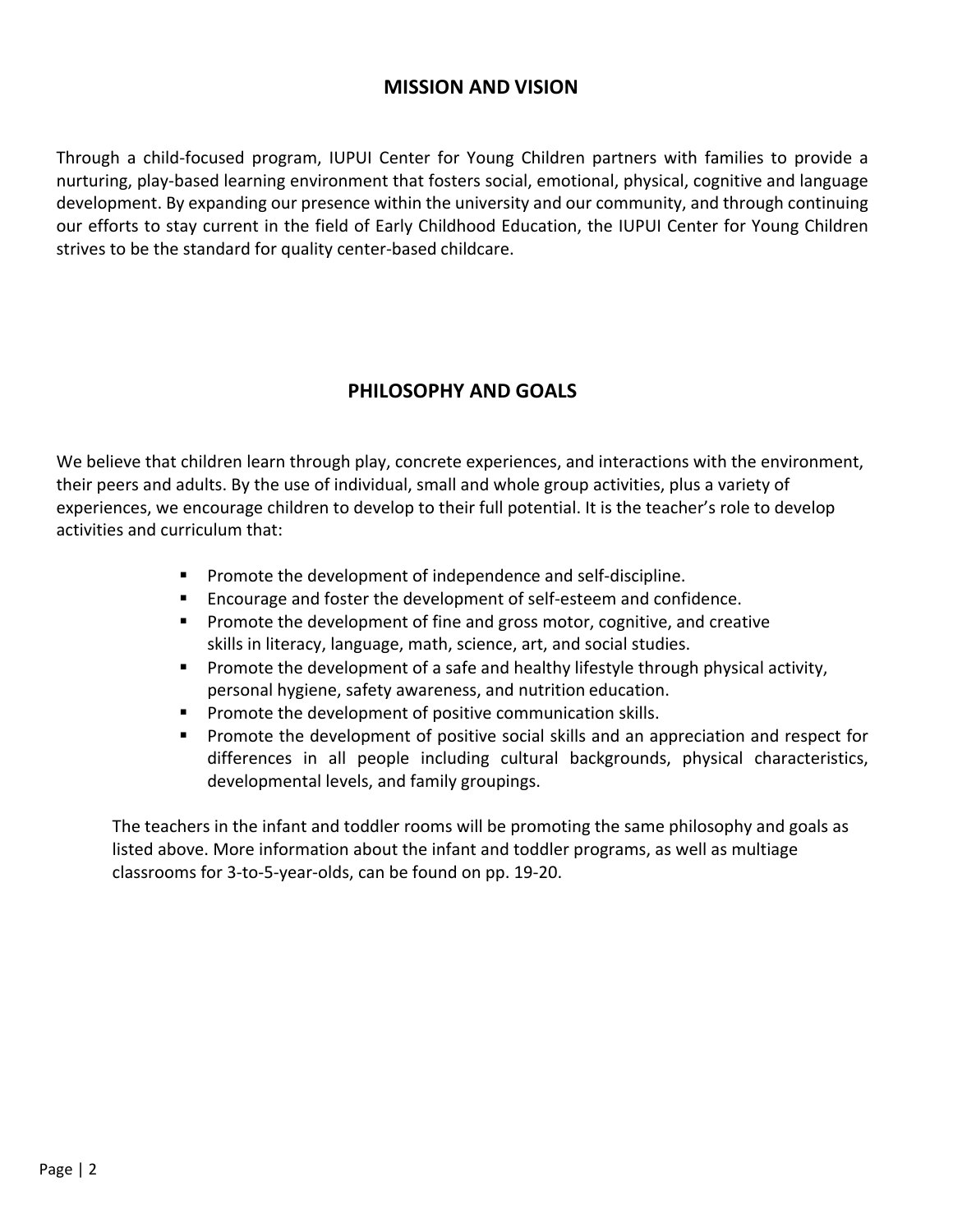## MISSION AND VISION

Through a child-focused program, IUPUI Center for Young Children partners with families to provide a nurturing, play-based learning environment that fosters social, emotional, physical, cognitive and language development. By expanding our presence within the university and our community, and through continuing our efforts to stay current in the field of Early Childhood Education, the IUPUI Center for Young Children strives to be the standard for quality center-based childcare.

## PHILOSOPHY AND GOALS

We believe that children learn through play, concrete experiences, and interactions with the environment, their peers and adults. By the use of individual, small and whole group activities, plus a variety of experiences, we encourage children to develop to their full potential. It is the teacher's role to develop activities and curriculum that:

- Promote the development of independence and self-discipline.
- Encourage and foster the development of self-esteem and confidence.
- Promote the development of fine and gross motor, cognitive, and creative skills in literacy, language, math, science, art, and social studies.
- Promote the development of a safe and healthy lifestyle through physical activity, personal hygiene, safety awareness, and nutrition education.
- Promote the development of positive communication skills.
- Promote the development of positive social skills and an appreciation and respect for differences in all people including cultural backgrounds, physical characteristics, developmental levels, and family groupings.

The teachers in the infant and toddler rooms will be promoting the same philosophy and goals as listed above. More information about the infant and toddler programs, as well as multiage classrooms for 3-to-5-year-olds, can be found on pp. 19-20.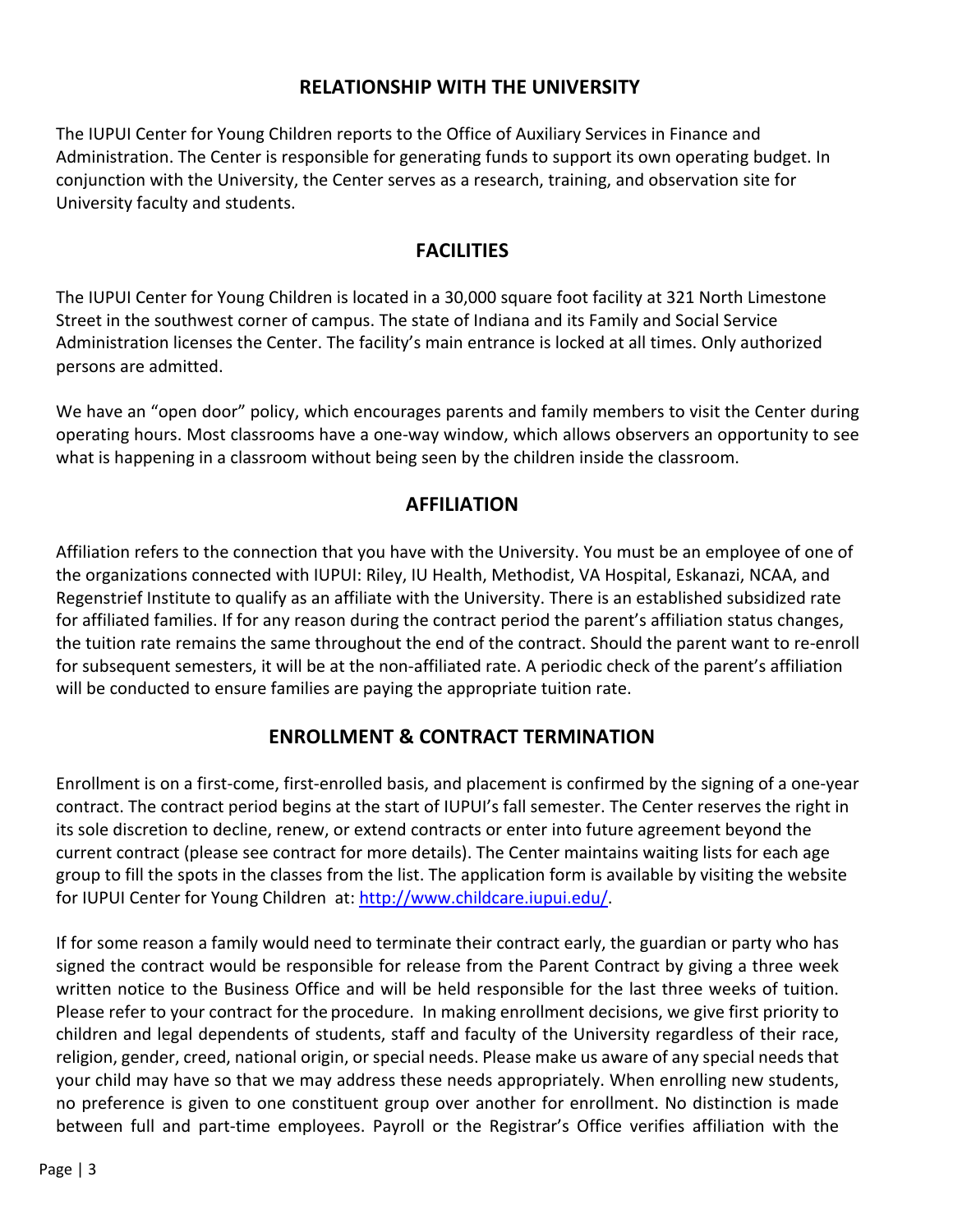## RELATIONSHIP WITH THE UNIVERSITY

The IUPUI Center for Young Children reports to the Office of Auxiliary Services in Finance and Administration. The Center is responsible for generating funds to support its own operating budget. In conjunction with the University, the Center serves as a research, training, and observation site for University faculty and students.

## FACILITIES

The IUPUI Center for Young Children is located in a 30,000 square foot facility at 321 North Limestone Street in the southwest corner of campus. The state of Indiana and its Family and Social Service Administration licenses the Center. The facility's main entrance is locked at all times. Only authorized persons are admitted.

We have an "open door" policy, which encourages parents and family members to visit the Center during operating hours. Most classrooms have a one-way window, which allows observers an opportunity to see what is happening in a classroom without being seen by the children inside the classroom.

## AFFILIATION

Affiliation refers to the connection that you have with the University. You must be an employee of one of the organizations connected with IUPUI: Riley, IU Health, Methodist, VA Hospital, Eskanazi, NCAA, and Regenstrief Institute to qualify as an affiliate with the University. There is an established subsidized rate for affiliated families. If for any reason during the contract period the parent's affiliation status changes, the tuition rate remains the same throughout the end of the contract. Should the parent want to re-enroll for subsequent semesters, it will be at the non-affiliated rate. A periodic check of the parent's affiliation will be conducted to ensure families are paying the appropriate tuition rate.

## ENROLLMENT & CONTRACT TERMINATION

Enrollment is on a first-come, first-enrolled basis, and placement is confirmed by the signing of a one-year contract. The contract period begins at the start of IUPUI's fall semester. The Center reserves the right in its sole discretion to decline, renew, or extend contracts or enter into future agreement beyond the current contract (please see contract for more details). The Center maintains waiting lists for each age group to fill the spots in the classes from the list. The application form is available by visiting the website for IUPUI Center for Young Children at: [http://www.childcare.iupui.edu/](http://www.childcare.iupui.edu/).

If for some reason a family would need to terminate their contract early, the guardian or party who has signed the contract would be responsible for release from the Parent Contract by giving a three week written notice to the Business Office and will be held responsible for the last three weeks of tuition. Please refer to your contract for the procedure. In making enrollment decisions, we give first priority to children and legal dependents of students, staff and faculty of the University regardless of their race, religion, gender, creed, national origin, or special needs. Please make us aware of any special needs that your child may have so that we may address these needs appropriately. When enrolling new students, no preference is given to one constituent group over another for enrollment. No distinction is made between full and part-time employees. Payroll or the Registrar's Office verifies affiliation with the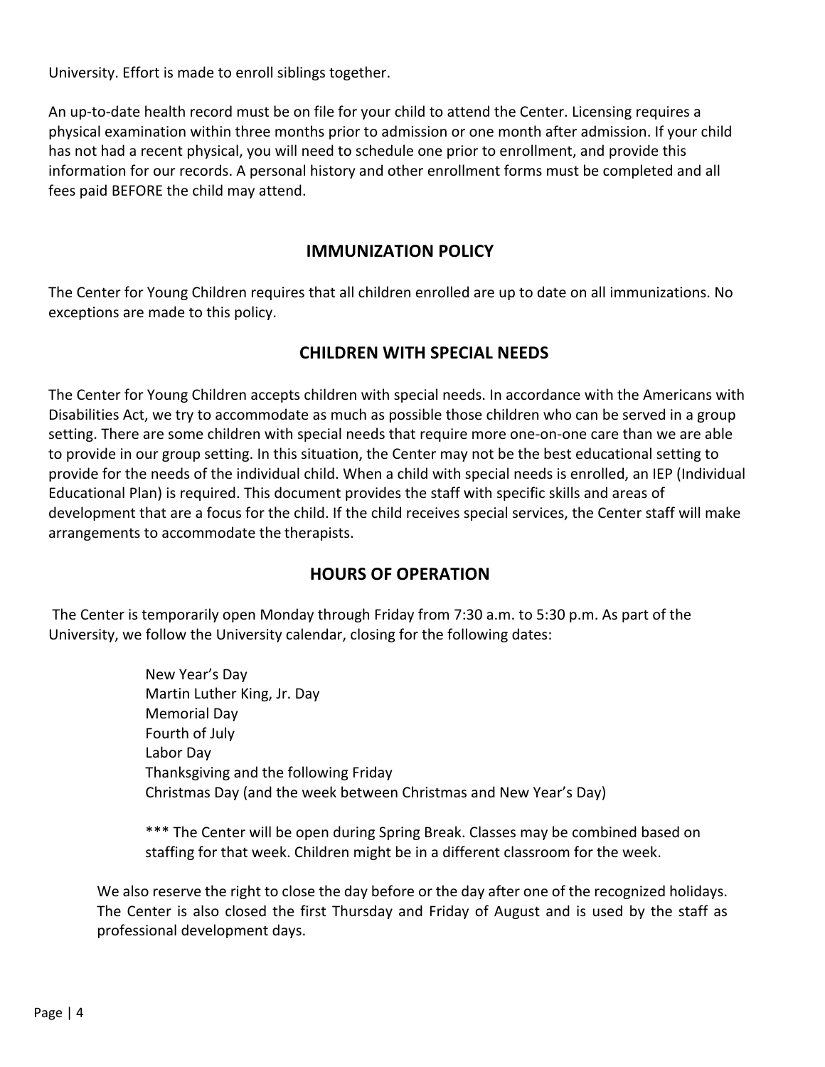University. Effort is made to enroll siblings together.

An up-to-date health record must be on file for your child to attend the Center. Licensing requires a physical examination within three months prior to admission or one month after admission. If your child has not had a recent physical, you will need to schedule one prior to enrollment, and provide this information for our records. A personal history and other enrollment forms must be completed and all fees paid BEFORE the child may attend.

## IMMUNIZATION POLICY

The Center for Young Children requires that all children enrolled are up to date on all immunizations. No exceptions are made to this policy.

## CHILDREN WITH SPECIAL NEEDS

The Center for Young Children accepts children with special needs. In accordance with the Americans with Disabilities Act, we try to accommodate as much as possible those children who can be served in a group setting. There are some children with special needs that require more one-on-one care than we are able to provide in our group setting. In this situation, the Center may not be the best educational setting to provide for the needs of the individual child. When a child with special needs is enrolled, an IEP (Individual Educational Plan) is required. This document provides the staff with specific skills and areas of development that are a focus for the child. If the child receives special services, the Center staff will make arrangements to accommodate the therapists.

## HOURS OF OPERATION

The Center is temporarily open Monday through Friday from 7:30 a.m. to 5:30 p.m. As part of the University, we follow the University calendar, closing for the following dates:

New Year's Day
Martin Luther King, Jr. Day
Memorial Day
Fourth of July
Labor Day
Thanksgiving and the following Friday
Christmas Day (and the week between Christmas and New Year's Day)

*** The Center will be open during Spring Break. Classes may be combined based on staffing for that week. Children might be in a different classroom for the week.

We also reserve the right to close the day before or the day after one of the recognized holidays. The Center is also closed the first Thursday and Friday of August and is used by the staff as professional development days.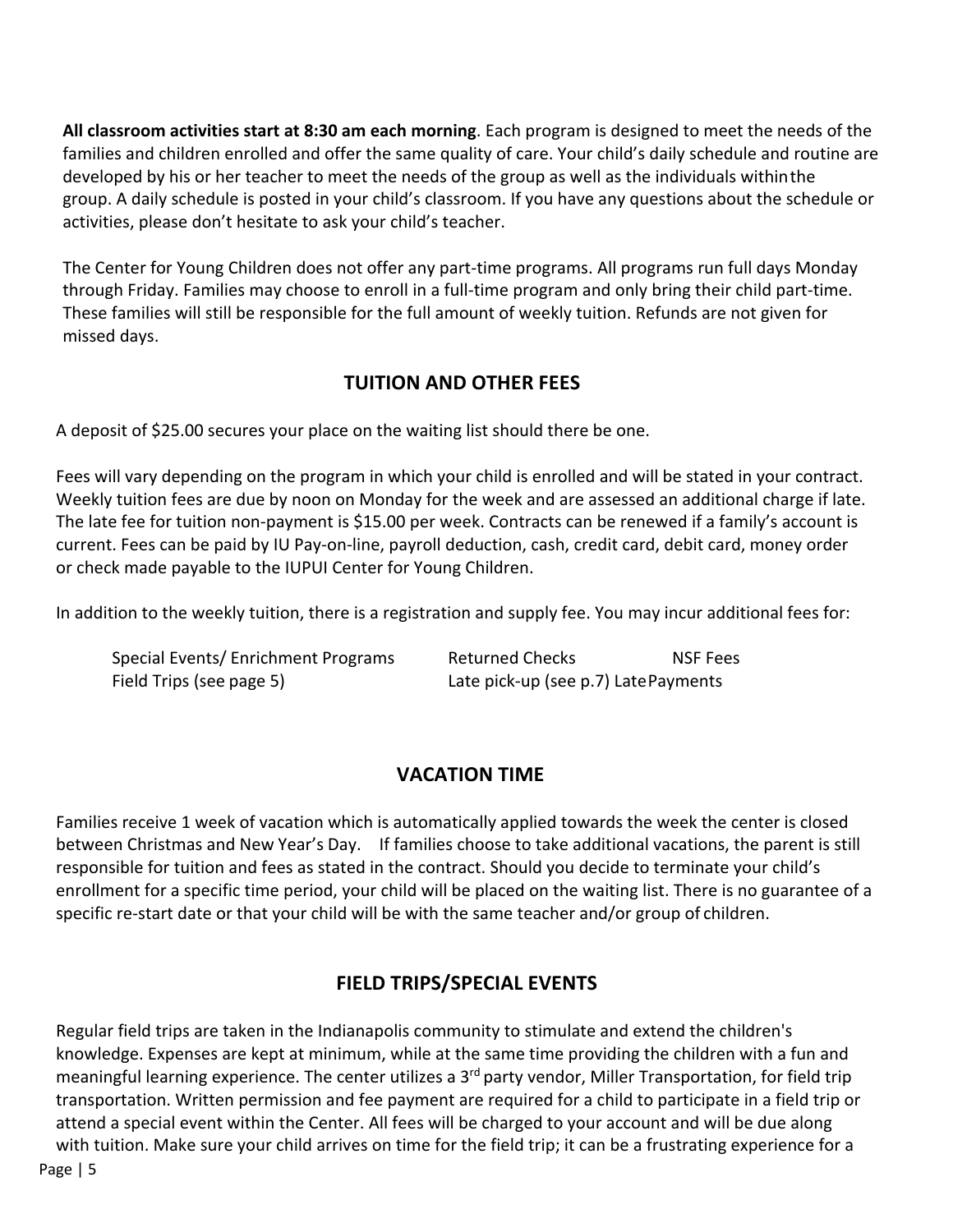**All classroom activities start at 8:30 am each morning**. Each program is designed to meet the needs of the families and children enrolled and offer the same quality of care. Your child's daily schedule and routine are developed by his or her teacher to meet the needs of the group as well as the individuals within the group. A daily schedule is posted in your child's classroom. If you have any questions about the schedule or activities, please don't hesitate to ask your child's teacher.

The Center for Young Children does not offer any part-time programs. All programs run full days Monday through Friday. Families may choose to enroll in a full-time program and only bring their child part-time. These families will still be responsible for the full amount of weekly tuition. Refunds are not given for missed days.

## TUITION AND OTHER FEES

A deposit of $25.00 secures your place on the waiting list should there be one.

Fees will vary depending on the program in which your child is enrolled and will be stated in your contract. Weekly tuition fees are due by noon on Monday for the week and are assessed an additional charge if late. The late fee for tuition non-payment is $15.00 per week. Contracts can be renewed if a family's account is current. Fees can be paid by IU Pay-on-line, payroll deduction, cash, credit card, debit card, money order or check made payable to the IUPUI Center for Young Children.

In addition to the weekly tuition, there is a registration and supply fee. You may incur additional fees for:

- Special Events/ Enrichment Programs
- Field Trips (see page 5)
- Returned Checks
- Late pick-up (see p.7)
- NSF Fees
- Late Payments

## VACATION TIME

Families receive 1 week of vacation which is automatically applied towards the week the center is closed between Christmas and New Year's Day. If families choose to take additional vacations, the parent is still responsible for tuition and fees as stated in the contract. Should you decide to terminate your child's enrollment for a specific time period, your child will be placed on the waiting list. There is no guarantee of a specific re-start date or that your child will be with the same teacher and/or group of children.

## FIELD TRIPS/SPECIAL EVENTS

Regular field trips are taken in the Indianapolis community to stimulate and extend the children's knowledge. Expenses are kept at minimum, while at the same time providing the children with a fun and meaningful learning experience. The center utilizes a 3rd party vendor, Miller Transportation, for field trip transportation. Written permission and fee payment are required for a child to participate in a field trip or attend a special event within the Center. All fees will be charged to your account and will be due along with tuition. Make sure your child arrives on time for the field trip; it can be a frustrating experience for a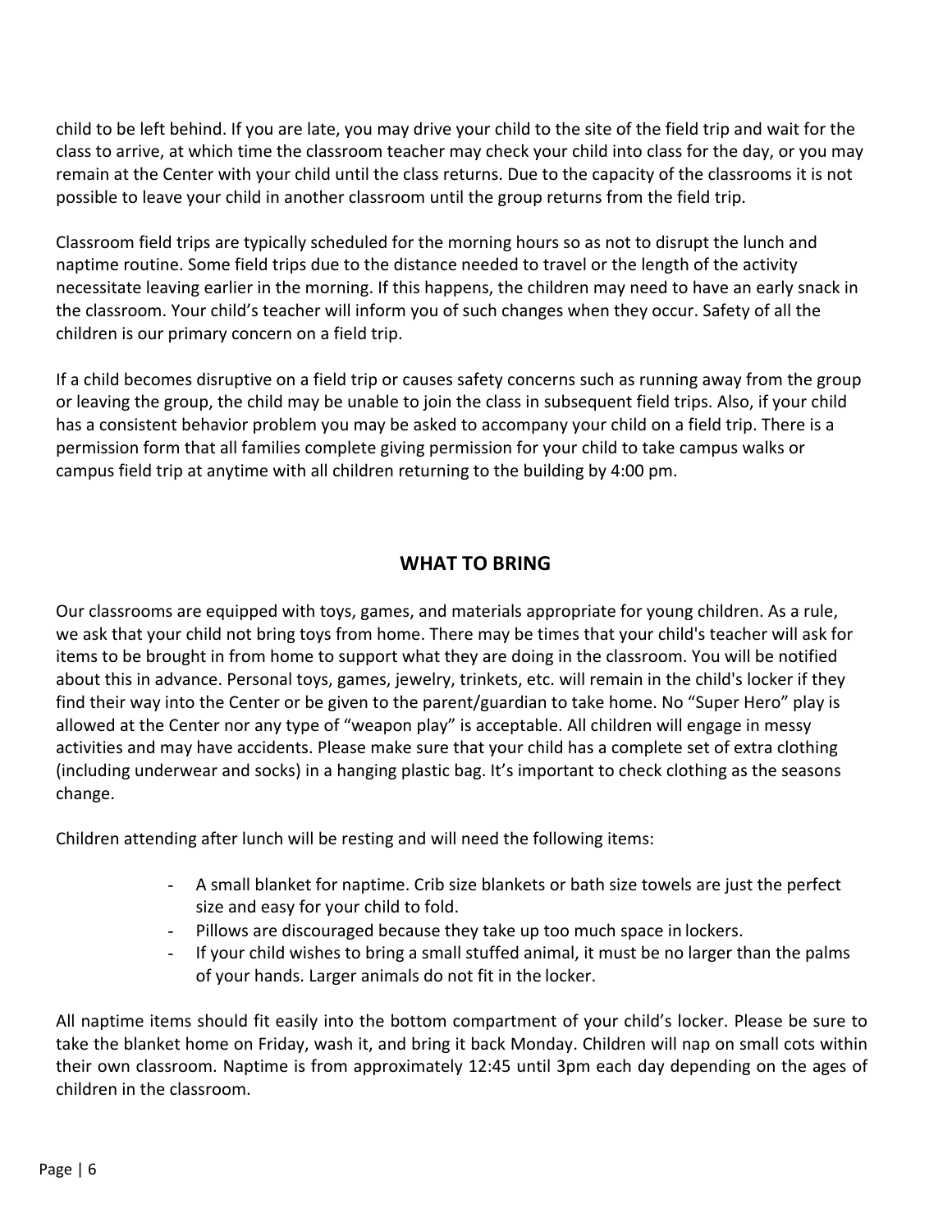child to be left behind. If you are late, you may drive your child to the site of the field trip and wait for the class to arrive, at which time the classroom teacher may check your child into class for the day, or you may remain at the Center with your child until the class returns. Due to the capacity of the classrooms it is not possible to leave your child in another classroom until the group returns from the field trip.

Classroom field trips are typically scheduled for the morning hours so as not to disrupt the lunch and naptime routine. Some field trips due to the distance needed to travel or the length of the activity necessitate leaving earlier in the morning. If this happens, the children may need to have an early snack in the classroom. Your child's teacher will inform you of such changes when they occur. Safety of all the children is our primary concern on a field trip.

If a child becomes disruptive on a field trip or causes safety concerns such as running away from the group or leaving the group, the child may be unable to join the class in subsequent field trips. Also, if your child has a consistent behavior problem you may be asked to accompany your child on a field trip. There is a permission form that all families complete giving permission for your child to take campus walks or campus field trip at anytime with all children returning to the building by 4:00 pm.

## WHAT TO BRING

Our classrooms are equipped with toys, games, and materials appropriate for young children. As a rule, we ask that your child not bring toys from home. There may be times that your child's teacher will ask for items to be brought in from home to support what they are doing in the classroom. You will be notified about this in advance. Personal toys, games, jewelry, trinkets, etc. will remain in the child's locker if they find their way into the Center or be given to the parent/guardian to take home. No "Super Hero" play is allowed at the Center nor any type of "weapon play" is acceptable. All children will engage in messy activities and may have accidents. Please make sure that your child has a complete set of extra clothing (including underwear and socks) in a hanging plastic bag. It's important to check clothing as the seasons change.

Children attending after lunch will be resting and will need the following items:

- A small blanket for naptime. Crib size blankets or bath size towels are just the perfect size and easy for your child to fold.
- Pillows are discouraged because they take up too much space in lockers.
- If your child wishes to bring a small stuffed animal, it must be no larger than the palms of your hands. Larger animals do not fit in the locker.

All naptime items should fit easily into the bottom compartment of your child's locker. Please be sure to take the blanket home on Friday, wash it, and bring it back Monday. Children will nap on small cots within their own classroom. Naptime is from approximately 12:45 until 3pm each day depending on the ages of children in the classroom.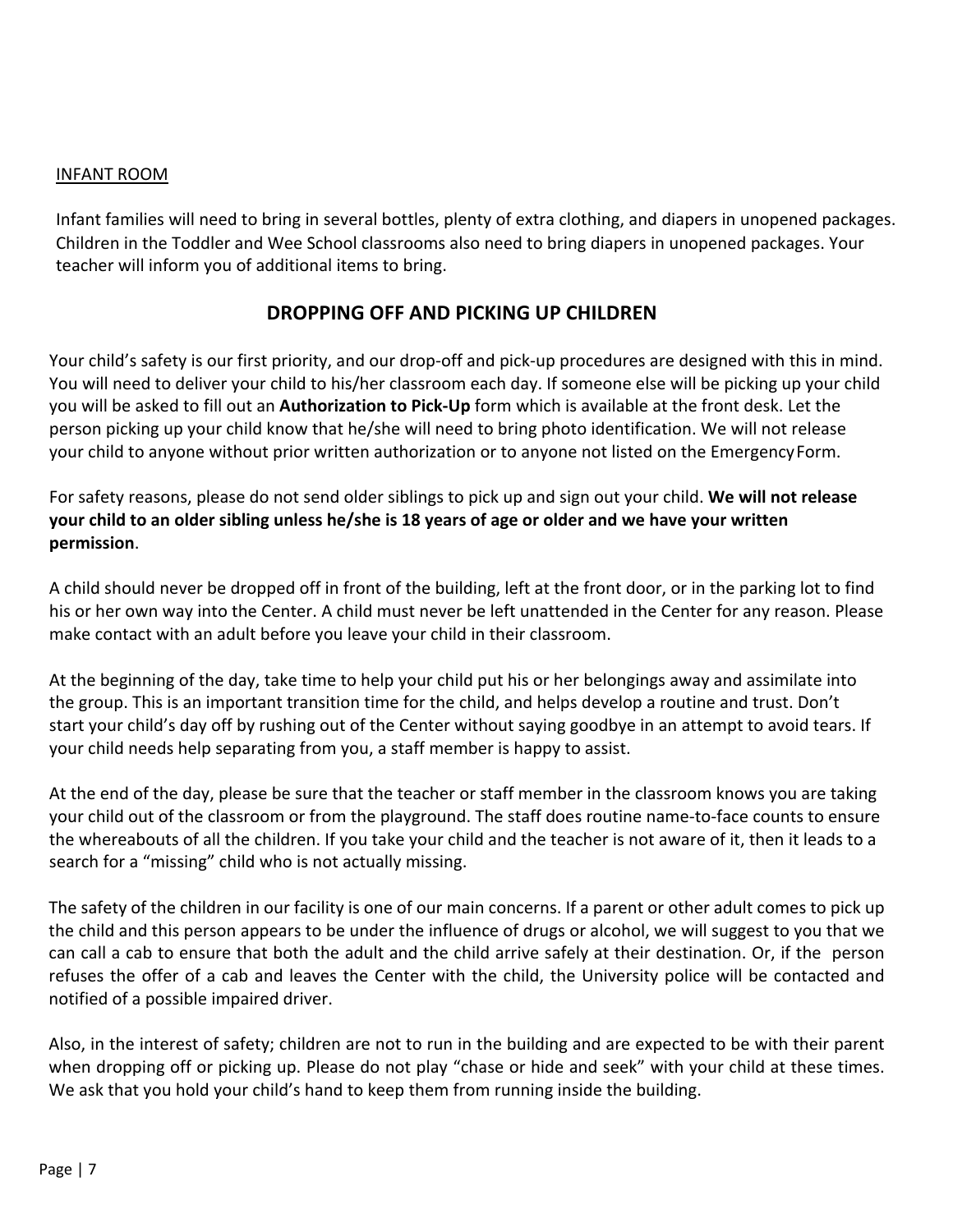<u>INFANT ROOM</u>

Infant families will need to bring in several bottles, plenty of extra clothing, and diapers in unopened packages. Children in the Toddler and Wee School classrooms also need to bring diapers in unopened packages. Your teacher will inform you of additional items to bring.

## DROPPING OFF AND PICKING UP CHILDREN

Your child's safety is our first priority, and our drop-off and pick-up procedures are designed with this in mind. You will need to deliver your child to his/her classroom each day. If someone else will be picking up your child you will be asked to fill out an **Authorization to Pick-Up** form which is available at the front desk. Let the person picking up your child know that he/she will need to bring photo identification. We will not release your child to anyone without prior written authorization or to anyone not listed on the Emergency Form.

For safety reasons, please do not send older siblings to pick up and sign out your child. **We will not release your child to an older sibling unless he/she is 18 years of age or older and we have your written permission**.

A child should never be dropped off in front of the building, left at the front door, or in the parking lot to find his or her own way into the Center. A child must never be left unattended in the Center for any reason. Please make contact with an adult before you leave your child in their classroom.

At the beginning of the day, take time to help your child put his or her belongings away and assimilate into the group. This is an important transition time for the child, and helps develop a routine and trust. Don't start your child's day off by rushing out of the Center without saying goodbye in an attempt to avoid tears. If your child needs help separating from you, a staff member is happy to assist.

At the end of the day, please be sure that the teacher or staff member in the classroom knows you are taking your child out of the classroom or from the playground. The staff does routine name-to-face counts to ensure the whereabouts of all the children. If you take your child and the teacher is not aware of it, then it leads to a search for a "missing" child who is not actually missing.

The safety of the children in our facility is one of our main concerns. If a parent or other adult comes to pick up the child and this person appears to be under the influence of drugs or alcohol, we will suggest to you that we can call a cab to ensure that both the adult and the child arrive safely at their destination. Or, if the person refuses the offer of a cab and leaves the Center with the child, the University police will be contacted and notified of a possible impaired driver.

Also, in the interest of safety; children are not to run in the building and are expected to be with their parent when dropping off or picking up. Please do not play "chase or hide and seek" with your child at these times. We ask that you hold your child's hand to keep them from running inside the building.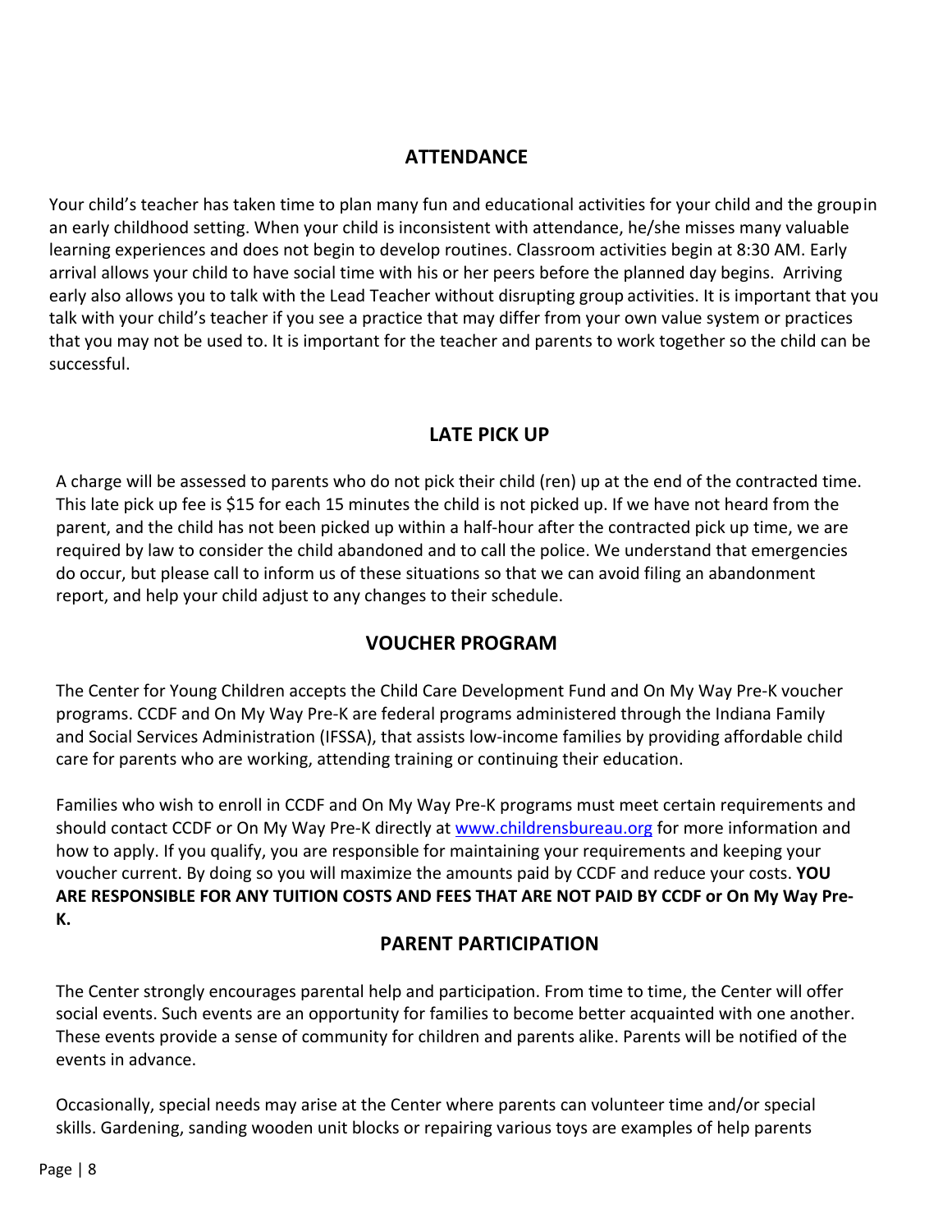## ATTENDANCE

Your child's teacher has taken time to plan many fun and educational activities for your child and the groupin an early childhood setting. When your child is inconsistent with attendance, he/she misses many valuable learning experiences and does not begin to develop routines. Classroom activities begin at 8:30 AM. Early arrival allows your child to have social time with his or her peers before the planned day begins. Arriving early also allows you to talk with the Lead Teacher without disrupting group activities. It is important that you talk with your child's teacher if you see a practice that may differ from your own value system or practices that you may not be used to. It is important for the teacher and parents to work together so the child can be successful.

## LATE PICK UP

A charge will be assessed to parents who do not pick their child (ren) up at the end of the contracted time. This late pick up fee is $15 for each 15 minutes the child is not picked up. If we have not heard from the parent, and the child has not been picked up within a half-hour after the contracted pick up time, we are required by law to consider the child abandoned and to call the police. We understand that emergencies do occur, but please call to inform us of these situations so that we can avoid filing an abandonment report, and help your child adjust to any changes to their schedule.

## VOUCHER PROGRAM

The Center for Young Children accepts the Child Care Development Fund and On My Way Pre-K voucher programs. CCDF and On My Way Pre-K are federal programs administered through the Indiana Family and Social Services Administration (IFSSA), that assists low-income families by providing affordable child care for parents who are working, attending training or continuing their education.

Families who wish to enroll in CCDF and On My Way Pre-K programs must meet certain requirements and should contact CCDF or On My Way Pre-K directly at [www.childrensbureau.org](http://www.childrensbureau.org) for more information and how to apply. If you qualify, you are responsible for maintaining your requirements and keeping your voucher current. By doing so you will maximize the amounts paid by CCDF and reduce your costs. **YOU ARE RESPONSIBLE FOR ANY TUITION COSTS AND FEES THAT ARE NOT PAID BY CCDF or On My Way Pre-K.**

## PARENT PARTICIPATION

The Center strongly encourages parental help and participation. From time to time, the Center will offer social events. Such events are an opportunity for families to become better acquainted with one another. These events provide a sense of community for children and parents alike. Parents will be notified of the events in advance.

Occasionally, special needs may arise at the Center where parents can volunteer time and/or special skills. Gardening, sanding wooden unit blocks or repairing various toys are examples of help parents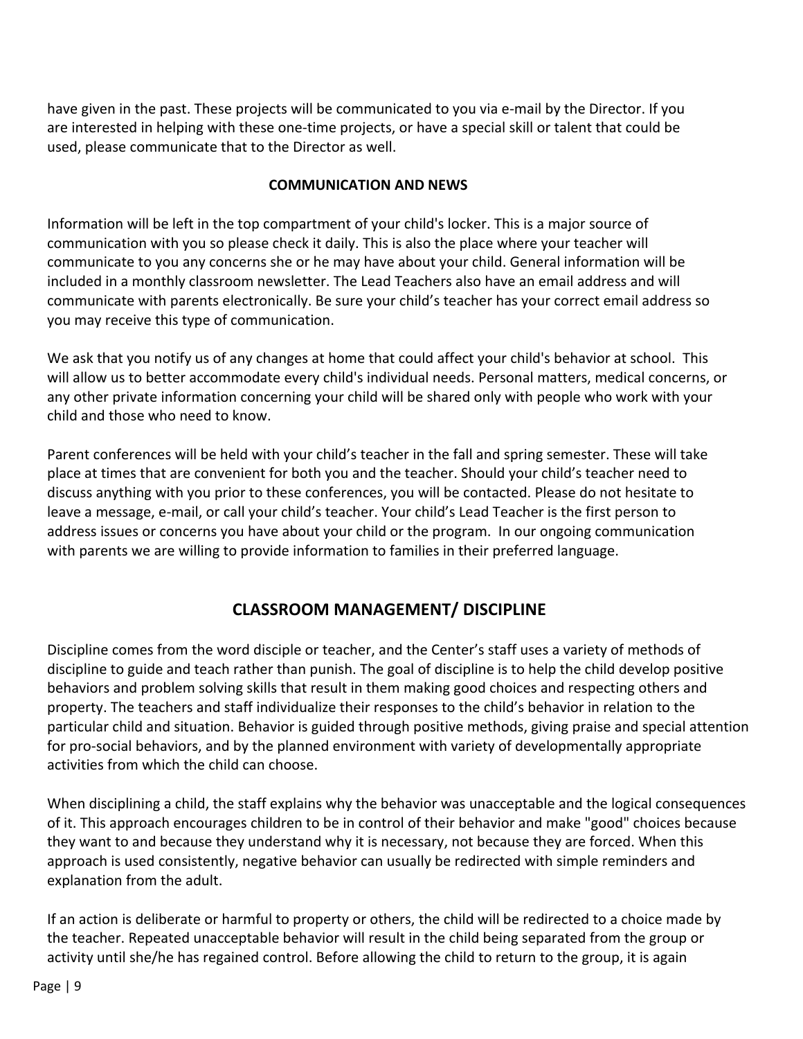have given in the past. These projects will be communicated to you via e-mail by the Director. If you are interested in helping with these one-time projects, or have a special skill or talent that could be used, please communicate that to the Director as well.

**COMMUNICATION AND NEWS**

Information will be left in the top compartment of your child's locker. This is a major source of communication with you so please check it daily. This is also the place where your teacher will communicate to you any concerns she or he may have about your child. General information will be included in a monthly classroom newsletter. The Lead Teachers also have an email address and will communicate with parents electronically. Be sure your child's teacher has your correct email address so you may receive this type of communication.

We ask that you notify us of any changes at home that could affect your child's behavior at school. This will allow us to better accommodate every child's individual needs. Personal matters, medical concerns, or any other private information concerning your child will be shared only with people who work with your child and those who need to know.

Parent conferences will be held with your child's teacher in the fall and spring semester. These will take place at times that are convenient for both you and the teacher. Should your child's teacher need to discuss anything with you prior to these conferences, you will be contacted. Please do not hesitate to leave a message, e-mail, or call your child's teacher. Your child's Lead Teacher is the first person to address issues or concerns you have about your child or the program. In our ongoing communication with parents we are willing to provide information to families in their preferred language.

## CLASSROOM MANAGEMENT/ DISCIPLINE

Discipline comes from the word disciple or teacher, and the Center's staff uses a variety of methods of discipline to guide and teach rather than punish. The goal of discipline is to help the child develop positive behaviors and problem solving skills that result in them making good choices and respecting others and property. The teachers and staff individualize their responses to the child's behavior in relation to the particular child and situation. Behavior is guided through positive methods, giving praise and special attention for pro-social behaviors, and by the planned environment with variety of developmentally appropriate activities from which the child can choose.

When disciplining a child, the staff explains why the behavior was unacceptable and the logical consequences of it. This approach encourages children to be in control of their behavior and make "good" choices because they want to and because they understand why it is necessary, not because they are forced. When this approach is used consistently, negative behavior can usually be redirected with simple reminders and explanation from the adult.

If an action is deliberate or harmful to property or others, the child will be redirected to a choice made by the teacher. Repeated unacceptable behavior will result in the child being separated from the group or activity until she/he has regained control. Before allowing the child to return to the group, it is again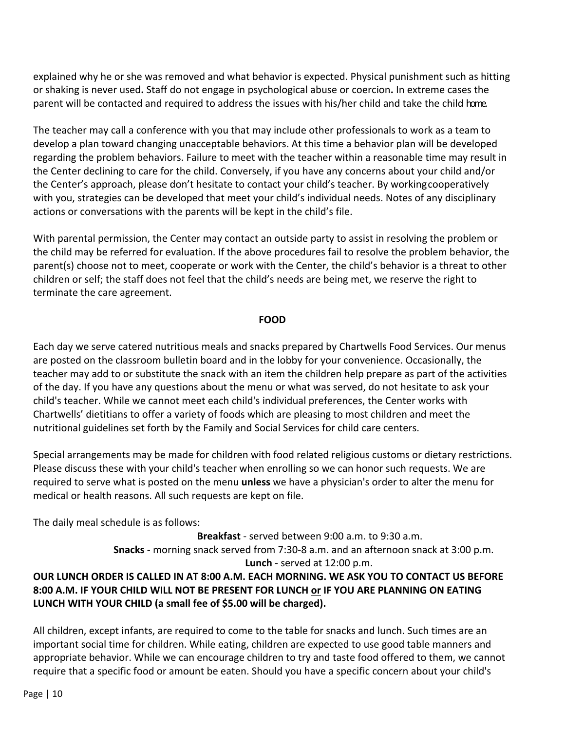explained why he or she was removed and what behavior is expected. Physical punishment such as hitting or shaking is never used**.** Staff do not engage in psychological abuse or coercion**.** In extreme cases the parent will be contacted and required to address the issues with his/her child and take the child home.

The teacher may call a conference with you that may include other professionals to work as a team to develop a plan toward changing unacceptable behaviors. At this time a behavior plan will be developed regarding the problem behaviors. Failure to meet with the teacher within a reasonable time may result in the Center declining to care for the child. Conversely, if you have any concerns about your child and/or the Center's approach, please don't hesitate to contact your child's teacher. By working cooperatively with you, strategies can be developed that meet your child's individual needs. Notes of any disciplinary actions or conversations with the parents will be kept in the child's file.

With parental permission, the Center may contact an outside party to assist in resolving the problem or the child may be referred for evaluation. If the above procedures fail to resolve the problem behavior, the parent(s) choose not to meet, cooperate or work with the Center, the child's behavior is a threat to other children or self; the staff does not feel that the child's needs are being met, we reserve the right to terminate the care agreement.

## FOOD

Each day we serve catered nutritious meals and snacks prepared by Chartwells Food Services. Our menus are posted on the classroom bulletin board and in the lobby for your convenience. Occasionally, the teacher may add to or substitute the snack with an item the children help prepare as part of the activities of the day. If you have any questions about the menu or what was served, do not hesitate to ask your child's teacher. While we cannot meet each child's individual preferences, the Center works with Chartwells' dietitians to offer a variety of foods which are pleasing to most children and meet the nutritional guidelines set forth by the Family and Social Services for child care centers.

Special arrangements may be made for children with food related religious customs or dietary restrictions. Please discuss these with your child's teacher when enrolling so we can honor such requests. We are required to serve what is posted on the menu **unless** we have a physician's order to alter the menu for medical or health reasons. All such requests are kept on file.

The daily meal schedule is as follows:

**Breakfast** - served between 9:00 a.m. to 9:30 a.m.
**Snacks** - morning snack served from 7:30-8 a.m. and an afternoon snack at 3:00 p.m.
**Lunch** - served at 12:00 p.m.

**OUR LUNCH ORDER IS CALLED IN AT 8:00 A.M. EACH MORNING. WE ASK YOU TO CONTACT US BEFORE 8:00 A.M. IF YOUR CHILD WILL NOT BE PRESENT FOR LUNCH <u>or</u> IF YOU ARE PLANNING ON EATING LUNCH WITH YOUR CHILD (a small fee of $5.00 will be charged).**

All children, except infants, are required to come to the table for snacks and lunch. Such times are an important social time for children. While eating, children are expected to use good table manners and appropriate behavior. While we can encourage children to try and taste food offered to them, we cannot require that a specific food or amount be eaten. Should you have a specific concern about your child's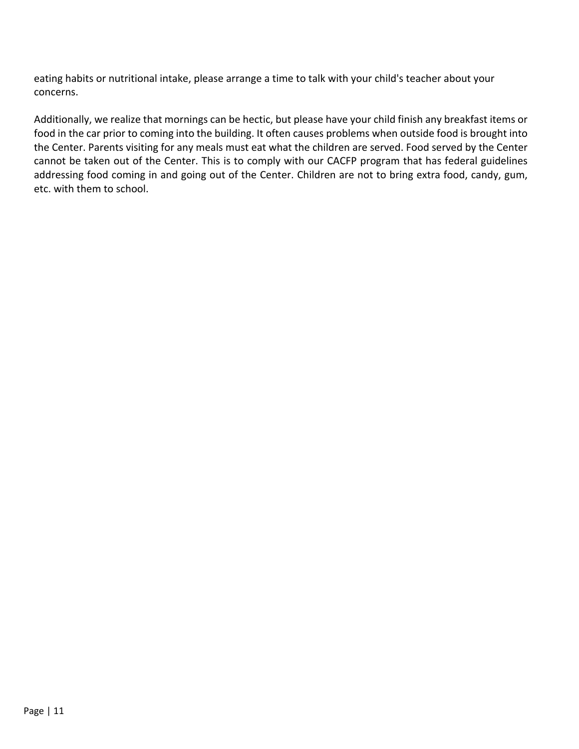eating habits or nutritional intake, please arrange a time to talk with your child's teacher about your concerns.

Additionally, we realize that mornings can be hectic, but please have your child finish any breakfast items or food in the car prior to coming into the building. It often causes problems when outside food is brought into the Center. Parents visiting for any meals must eat what the children are served. Food served by the Center cannot be taken out of the Center. This is to comply with our CACFP program that has federal guidelines addressing food coming in and going out of the Center. Children are not to bring extra food, candy, gum, etc. with them to school.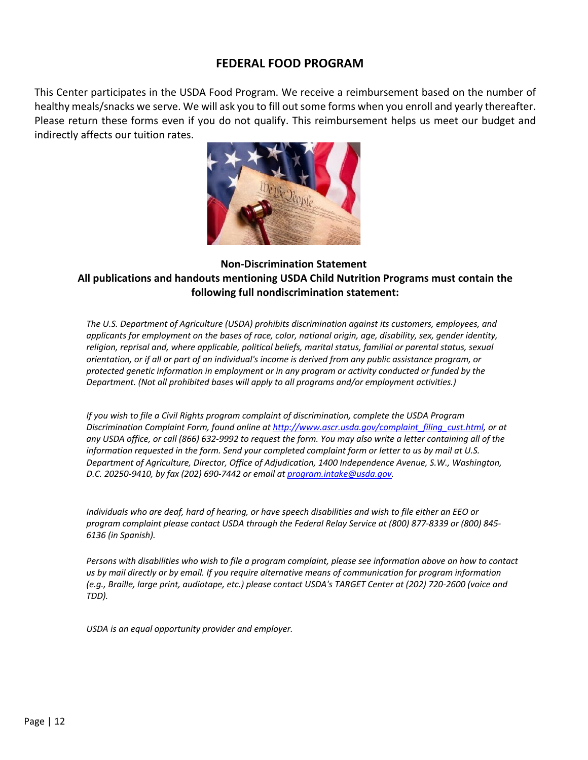## FEDERAL FOOD PROGRAM

This Center participates in the USDA Food Program. We receive a reimbursement based on the number of healthy meals/snacks we serve. We will ask you to fill out some forms when you enroll and yearly thereafter. Please return these forms even if you do not qualify. This reimbursement helps us meet our budget and indirectly affects our tuition rates.

**Non-Discrimination Statement**
**All publications and handouts mentioning USDA Child Nutrition Programs must contain the following full nondiscrimination statement:**

*The U.S. Department of Agriculture (USDA) prohibits discrimination against its customers, employees, and applicants for employment on the bases of race, color, national origin, age, disability, sex, gender identity, religion, reprisal and, where applicable, political beliefs, marital status, familial or parental status, sexual orientation, or if all or part of an individual's income is derived from any public assistance program, or protected genetic information in employment or in any program or activity conducted or funded by the Department. (Not all prohibited bases will apply to all programs and/or employment activities.)*

*If you wish to file a Civil Rights program complaint of discrimination, complete the USDA Program Discrimination Complaint Form, found online at http://www.ascr.usda.gov/complaint_filing_cust.html, or at any USDA office, or call (866) 632-9992 to request the form. You may also write a letter containing all of the information requested in the form. Send your completed complaint form or letter to us by mail at U.S. Department of Agriculture, Director, Office of Adjudication, 1400 Independence Avenue, S.W., Washington, D.C. 20250-9410, by fax (202) 690-7442 or email at program.intake@usda.gov.*

*Individuals who are deaf, hard of hearing, or have speech disabilities and wish to file either an EEO or program complaint please contact USDA through the Federal Relay Service at (800) 877-8339 or (800) 845-6136 (in Spanish).*

*Persons with disabilities who wish to file a program complaint, please see information above on how to contact us by mail directly or by email. If you require alternative means of communication for program information (e.g., Braille, large print, audiotape, etc.) please contact USDA's TARGET Center at (202) 720-2600 (voice and TDD).*

*USDA is an equal opportunity provider and employer.*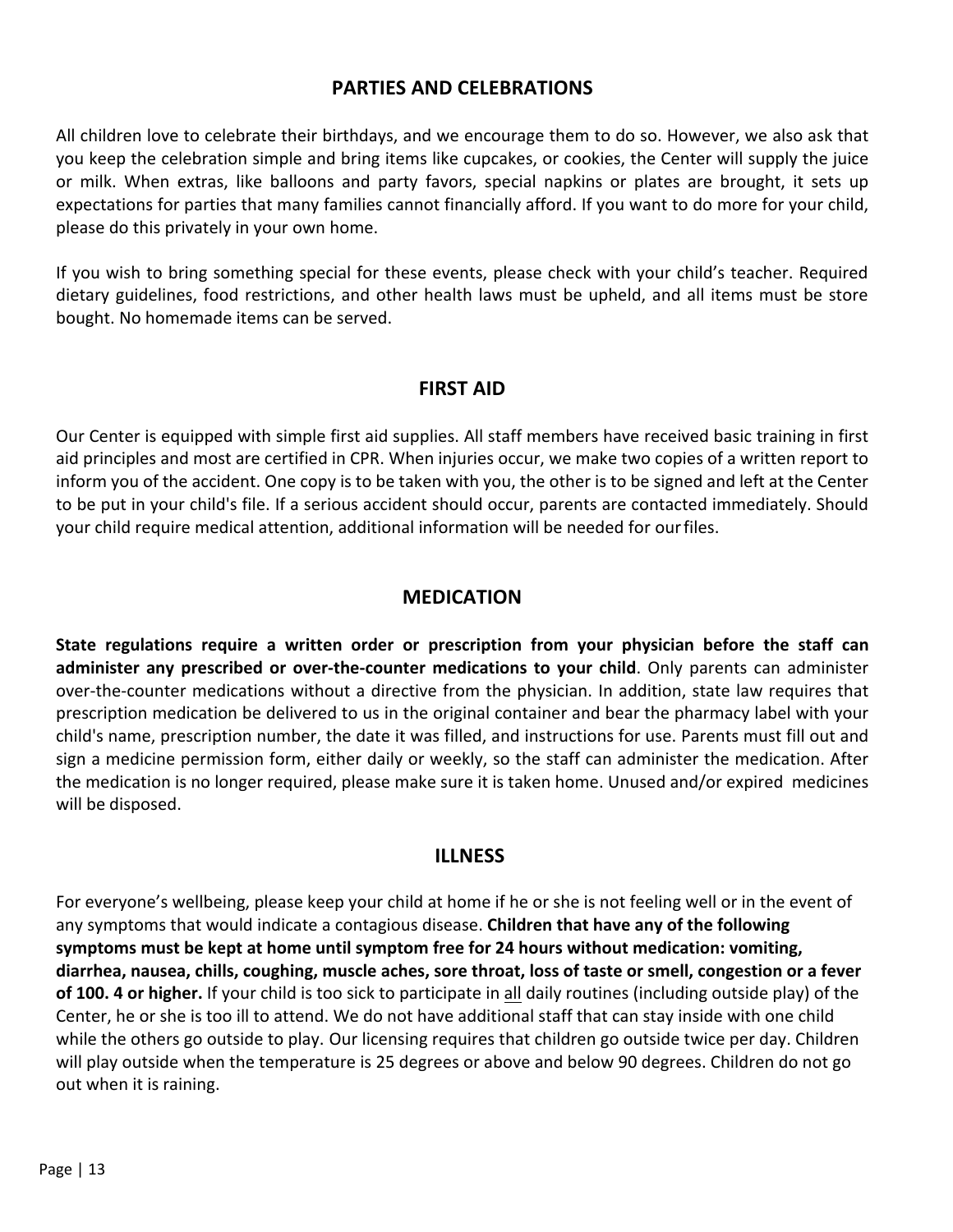## PARTIES AND CELEBRATIONS

All children love to celebrate their birthdays, and we encourage them to do so. However, we also ask that you keep the celebration simple and bring items like cupcakes, or cookies, the Center will supply the juice or milk. When extras, like balloons and party favors, special napkins or plates are brought, it sets up expectations for parties that many families cannot financially afford. If you want to do more for your child, please do this privately in your own home.

If you wish to bring something special for these events, please check with your child's teacher. Required dietary guidelines, food restrictions, and other health laws must be upheld, and all items must be store bought. No homemade items can be served.

## FIRST AID

Our Center is equipped with simple first aid supplies. All staff members have received basic training in first aid principles and most are certified in CPR. When injuries occur, we make two copies of a written report to inform you of the accident. One copy is to be taken with you, the other is to be signed and left at the Center to be put in your child's file. If a serious accident should occur, parents are contacted immediately. Should your child require medical attention, additional information will be needed for our files.

## MEDICATION

**State regulations require a written order or prescription from your physician before the staff can administer any prescribed or over-the-counter medications to your child**. Only parents can administer over-the-counter medications without a directive from the physician. In addition, state law requires that prescription medication be delivered to us in the original container and bear the pharmacy label with your child's name, prescription number, the date it was filled, and instructions for use. Parents must fill out and sign a medicine permission form, either daily or weekly, so the staff can administer the medication. After the medication is no longer required, please make sure it is taken home. Unused and/or expired medicines will be disposed.

## ILLNESS

For everyone's wellbeing, please keep your child at home if he or she is not feeling well or in the event of any symptoms that would indicate a contagious disease. **Children that have any of the following symptoms must be kept at home until symptom free for 24 hours without medication: vomiting, diarrhea, nausea, chills, coughing, muscle aches, sore throat, loss of taste or smell, congestion or a fever of 100. 4 or higher.** If your child is too sick to participate in <u>all</u> daily routines (including outside play) of the Center, he or she is too ill to attend. We do not have additional staff that can stay inside with one child while the others go outside to play. Our licensing requires that children go outside twice per day. Children will play outside when the temperature is 25 degrees or above and below 90 degrees. Children do not go out when it is raining.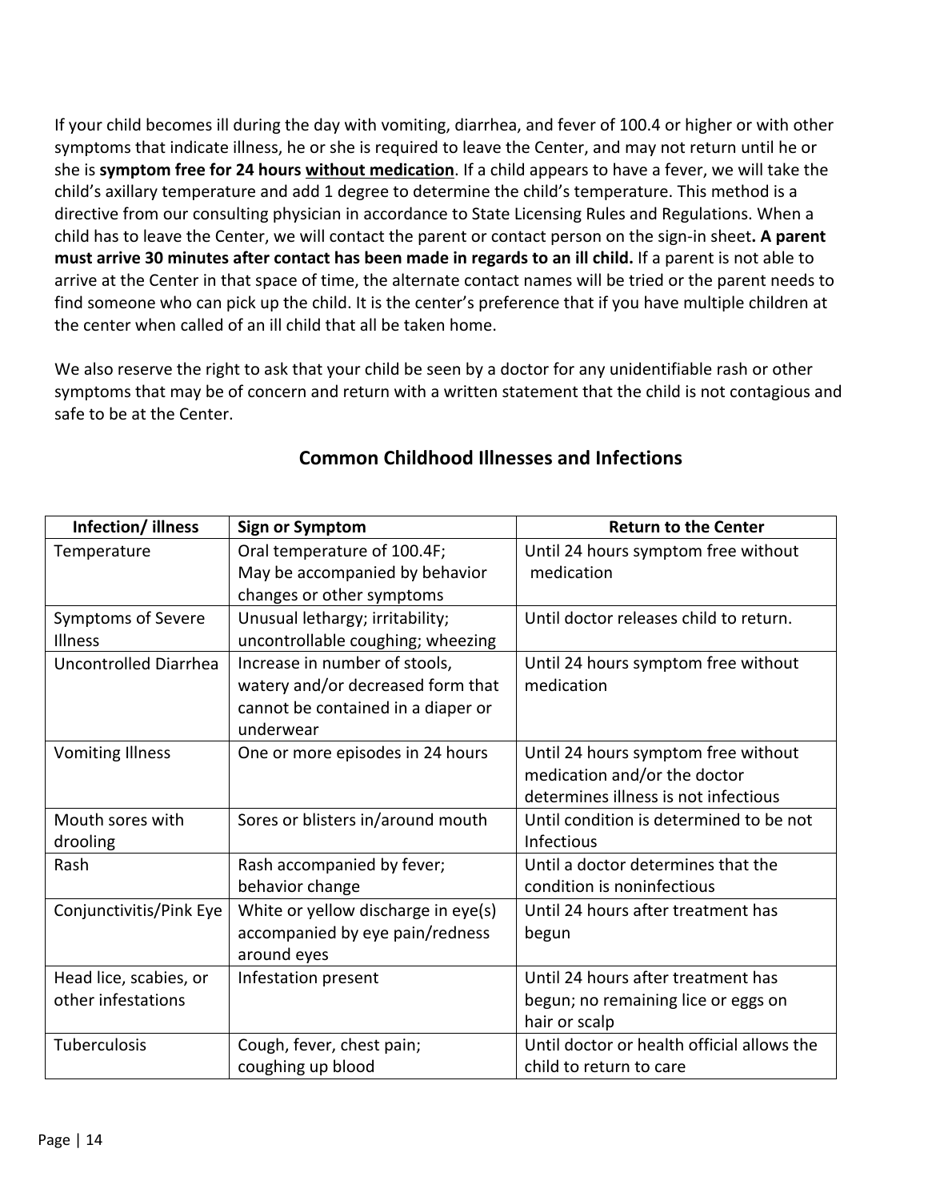If your child becomes ill during the day with vomiting, diarrhea, and fever of 100.4 or higher or with other symptoms that indicate illness, he or she is required to leave the Center, and may not return until he or she is **symptom free for 24 hours <u>without medication</u>**. If a child appears to have a fever, we will take the child's axillary temperature and add 1 degree to determine the child's temperature. This method is a directive from our consulting physician in accordance to State Licensing Rules and Regulations. When a child has to leave the Center, we will contact the parent or contact person on the sign-in sheet**. A parent must arrive 30 minutes after contact has been made in regards to an ill child.** If a parent is not able to arrive at the Center in that space of time, the alternate contact names will be tried or the parent needs to find someone who can pick up the child. It is the center's preference that if you have multiple children at the center when called of an ill child that all be taken home.

We also reserve the right to ask that your child be seen by a doctor for any unidentifiable rash or other symptoms that may be of concern and return with a written statement that the child is not contagious and safe to be at the Center.

## Common Childhood Illnesses and Infections

| Infection/ illness | Sign or Symptom | Return to the Center |
|---|---|---|
| Temperature | Oral temperature of 100.4F; May be accompanied by behavior changes or other symptoms | Until 24 hours symptom free without medication |
| Symptoms of Severe Illness | Unusual lethargy; irritability; uncontrollable coughing; wheezing | Until doctor releases child to return. |
| Uncontrolled Diarrhea | Increase in number of stools, watery and/or decreased form that cannot be contained in a diaper or underwear | Until 24 hours symptom free without medication |
| Vomiting Illness | One or more episodes in 24 hours | Until 24 hours symptom free without medication and/or the doctor determines illness is not infectious |
| Mouth sores with drooling | Sores or blisters in/around mouth | Until condition is determined to be not Infectious |
| Rash | Rash accompanied by fever; behavior change | Until a doctor determines that the condition is noninfectious |
| Conjunctivitis/Pink Eye | White or yellow discharge in eye(s) accompanied by eye pain/redness around eyes | Until 24 hours after treatment has begun |
| Head lice, scabies, or other infestations | Infestation present | Until 24 hours after treatment has begun; no remaining lice or eggs on hair or scalp |
| Tuberculosis | Cough, fever, chest pain; coughing up blood | Until doctor or health official allows the child to return to care |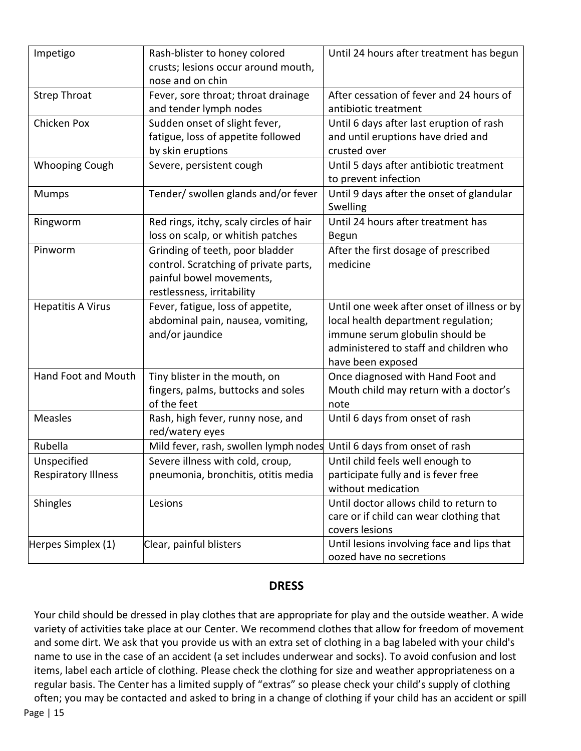| | | |
|---|---|---|
| Impetigo | Rash-blister to honey colored crusts; lesions occur around mouth, nose and on chin | Until 24 hours after treatment has begun |
| Strep Throat | Fever, sore throat; throat drainage and tender lymph nodes | After cessation of fever and 24 hours of antibiotic treatment |
| Chicken Pox | Sudden onset of slight fever, fatigue, loss of appetite followed by skin eruptions | Until 6 days after last eruption of rash and until eruptions have dried and crusted over |
| Whooping Cough | Severe, persistent cough | Until 5 days after antibiotic treatment to prevent infection |
| Mumps | Tender/ swollen glands and/or fever | Until 9 days after the onset of glandular Swelling |
| Ringworm | Red rings, itchy, scaly circles of hair loss on scalp, or whitish patches | Until 24 hours after treatment has Begun |
| Pinworm | Grinding of teeth, poor bladder control. Scratching of private parts, painful bowel movements, restlessness, irritability | After the first dosage of prescribed medicine |
| Hepatitis A Virus | Fever, fatigue, loss of appetite, abdominal pain, nausea, vomiting, and/or jaundice | Until one week after onset of illness or by local health department regulation; immune serum globulin should be administered to staff and children who have been exposed |
| Hand Foot and Mouth | Tiny blister in the mouth, on fingers, palms, buttocks and soles of the feet | Once diagnosed with Hand Foot and Mouth child may return with a doctor's note |
| Measles | Rash, high fever, runny nose, and red/watery eyes | Until 6 days from onset of rash |
| Rubella | Mild fever, rash, swollen lymph nodes | Until 6 days from onset of rash |
| Unspecified Respiratory Illness | Severe illness with cold, croup, pneumonia, bronchitis, otitis media | Until child feels well enough to participate fully and is fever free without medication |
| Shingles | Lesions | Until doctor allows child to return to care or if child can wear clothing that covers lesions |
| Herpes Simplex (1) | Clear, painful blisters | Until lesions involving face and lips that oozed have no secretions |

## DRESS

Your child should be dressed in play clothes that are appropriate for play and the outside weather. A wide variety of activities take place at our Center. We recommend clothes that allow for freedom of movement and some dirt. We ask that you provide us with an extra set of clothing in a bag labeled with your child's name to use in the case of an accident (a set includes underwear and socks). To avoid confusion and lost items, label each article of clothing. Please check the clothing for size and weather appropriateness on a regular basis. The Center has a limited supply of "extras" so please check your child's supply of clothing often; you may be contacted and asked to bring in a change of clothing if your child has an accident or spill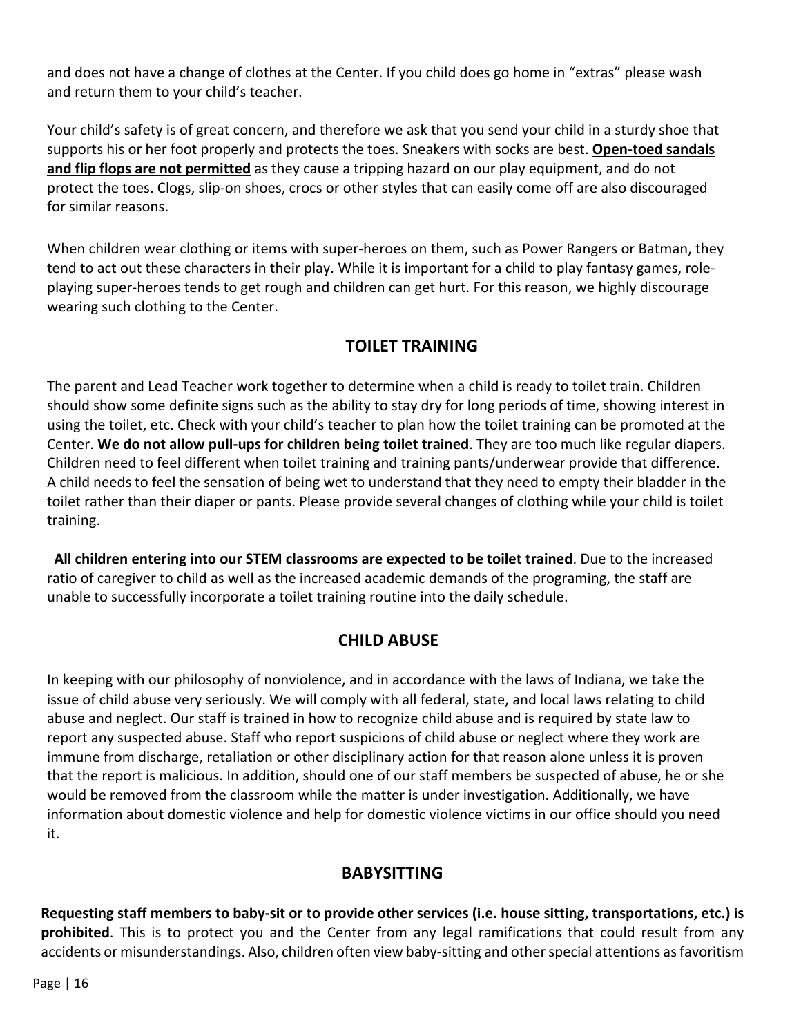and does not have a change of clothes at the Center. If you child does go home in "extras" please wash and return them to your child's teacher.

Your child's safety is of great concern, and therefore we ask that you send your child in a sturdy shoe that supports his or her foot properly and protects the toes. Sneakers with socks are best. **Open-toed sandals and flip flops are not permitted** as they cause a tripping hazard on our play equipment, and do not protect the toes. Clogs, slip-on shoes, crocs or other styles that can easily come off are also discouraged for similar reasons.

When children wear clothing or items with super-heroes on them, such as Power Rangers or Batman, they tend to act out these characters in their play. While it is important for a child to play fantasy games, role-playing super-heroes tends to get rough and children can get hurt. For this reason, we highly discourage wearing such clothing to the Center.

## TOILET TRAINING

The parent and Lead Teacher work together to determine when a child is ready to toilet train. Children should show some definite signs such as the ability to stay dry for long periods of time, showing interest in using the toilet, etc. Check with your child's teacher to plan how the toilet training can be promoted at the Center. **We do not allow pull-ups for children being toilet trained**. They are too much like regular diapers. Children need to feel different when toilet training and training pants/underwear provide that difference. A child needs to feel the sensation of being wet to understand that they need to empty their bladder in the toilet rather than their diaper or pants. Please provide several changes of clothing while your child is toilet training.

**All children entering into our STEM classrooms are expected to be toilet trained**. Due to the increased ratio of caregiver to child as well as the increased academic demands of the programing, the staff are unable to successfully incorporate a toilet training routine into the daily schedule.

## CHILD ABUSE

In keeping with our philosophy of nonviolence, and in accordance with the laws of Indiana, we take the issue of child abuse very seriously. We will comply with all federal, state, and local laws relating to child abuse and neglect. Our staff is trained in how to recognize child abuse and is required by state law to report any suspected abuse. Staff who report suspicions of child abuse or neglect where they work are immune from discharge, retaliation or other disciplinary action for that reason alone unless it is proven that the report is malicious. In addition, should one of our staff members be suspected of abuse, he or she would be removed from the classroom while the matter is under investigation. Additionally, we have information about domestic violence and help for domestic violence victims in our office should you need it.

## BABYSITTING

**Requesting staff members to baby-sit or to provide other services (i.e. house sitting, transportations, etc.) is prohibited**. This is to protect you and the Center from any legal ramifications that could result from any accidents or misunderstandings. Also, children often view baby-sitting and other special attentions as favoritism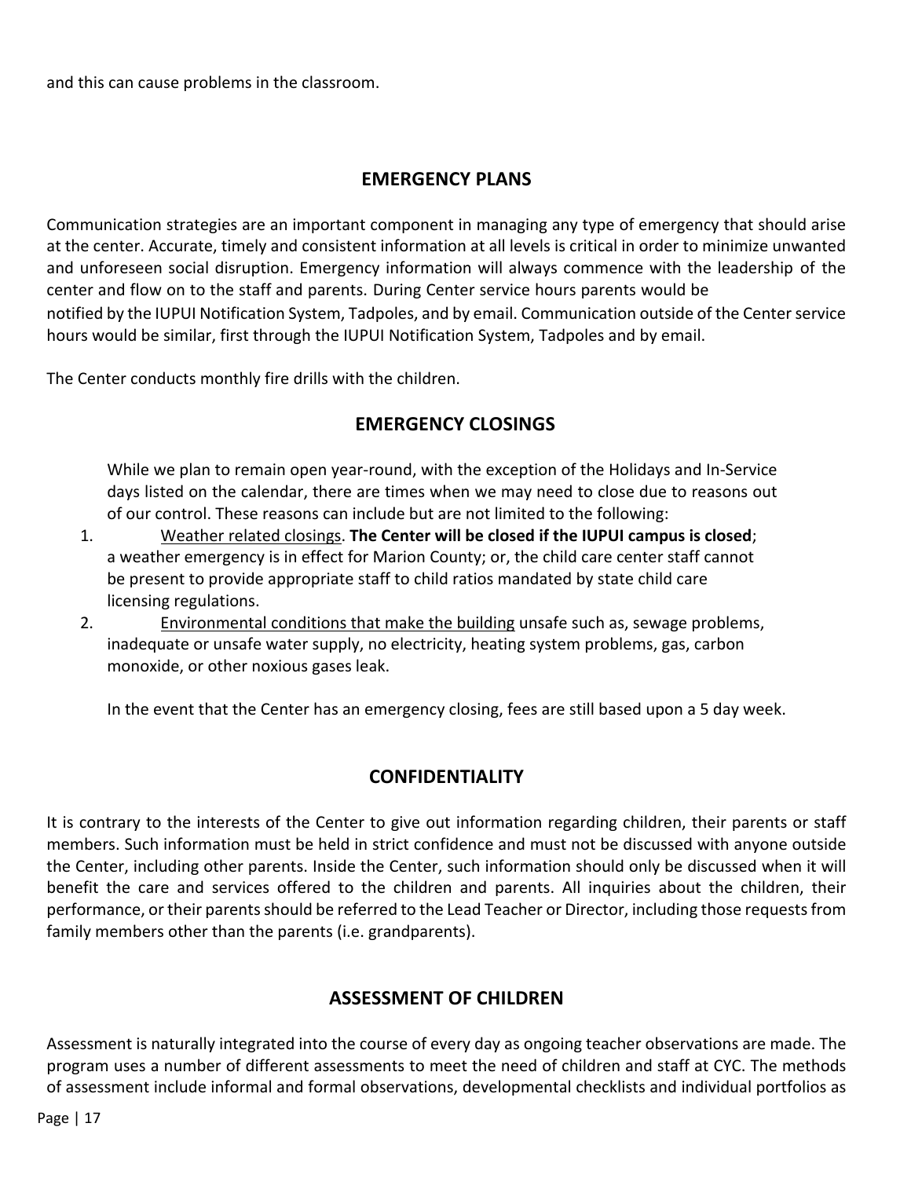and this can cause problems in the classroom.

## EMERGENCY PLANS

Communication strategies are an important component in managing any type of emergency that should arise at the center. Accurate, timely and consistent information at all levels is critical in order to minimize unwanted and unforeseen social disruption. Emergency information will always commence with the leadership of the center and flow on to the staff and parents. During Center service hours parents would be notified by the IUPUI Notification System, Tadpoles, and by email. Communication outside of the Center service hours would be similar, first through the IUPUI Notification System, Tadpoles and by email.

The Center conducts monthly fire drills with the children.

## EMERGENCY CLOSINGS

While we plan to remain open year-round, with the exception of the Holidays and In-Service days listed on the calendar, there are times when we may need to close due to reasons out of our control. These reasons can include but are not limited to the following:

1. Weather related closings. **The Center will be closed if the IUPUI campus is closed**; a weather emergency is in effect for Marion County; or, the child care center staff cannot be present to provide appropriate staff to child ratios mandated by state child care licensing regulations.
2. Environmental conditions that make the building unsafe such as, sewage problems, inadequate or unsafe water supply, no electricity, heating system problems, gas, carbon monoxide, or other noxious gases leak.

In the event that the Center has an emergency closing, fees are still based upon a 5 day week.

## CONFIDENTIALITY

It is contrary to the interests of the Center to give out information regarding children, their parents or staff members. Such information must be held in strict confidence and must not be discussed with anyone outside the Center, including other parents. Inside the Center, such information should only be discussed when it will benefit the care and services offered to the children and parents. All inquiries about the children, their performance, or their parents should be referred to the Lead Teacher or Director, including those requests from family members other than the parents (i.e. grandparents).

## ASSESSMENT OF CHILDREN

Assessment is naturally integrated into the course of every day as ongoing teacher observations are made. The program uses a number of different assessments to meet the need of children and staff at CYC. The methods of assessment include informal and formal observations, developmental checklists and individual portfolios as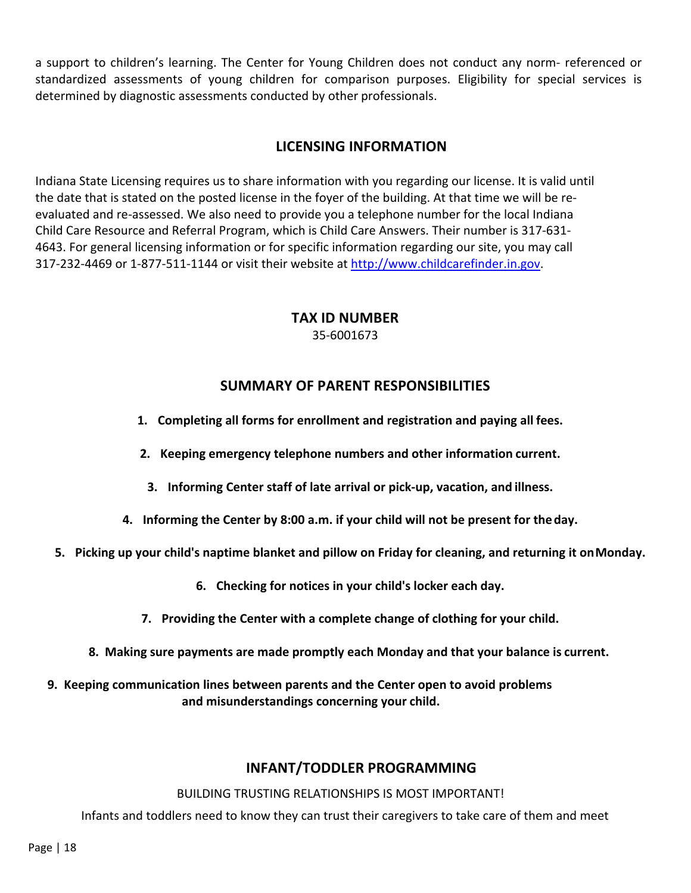a support to children's learning. The Center for Young Children does not conduct any norm- referenced or standardized assessments of young children for comparison purposes. Eligibility for special services is determined by diagnostic assessments conducted by other professionals.

## LICENSING INFORMATION

Indiana State Licensing requires us to share information with you regarding our license. It is valid until the date that is stated on the posted license in the foyer of the building. At that time we will be re-evaluated and re-assessed. We also need to provide you a telephone number for the local Indiana Child Care Resource and Referral Program, which is Child Care Answers. Their number is 317-631-4643. For general licensing information or for specific information regarding our site, you may call 317-232-4469 or 1-877-511-1144 or visit their website at http://www.childcarefinder.in.gov.

## TAX ID NUMBER

35-6001673

## SUMMARY OF PARENT RESPONSIBILITIES

1. **Completing all forms for enrollment and registration and paying all fees.**
2. **Keeping emergency telephone numbers and other information current.**
3. **Informing Center staff of late arrival or pick-up, vacation, and illness.**
4. **Informing the Center by 8:00 a.m. if your child will not be present for the day.**
5. **Picking up your child's naptime blanket and pillow on Friday for cleaning, and returning it on Monday.**
6. **Checking for notices in your child's locker each day.**
7. **Providing the Center with a complete change of clothing for your child.**
8. **Making sure payments are made promptly each Monday and that your balance is current.**
9. **Keeping communication lines between parents and the Center open to avoid problems and misunderstandings concerning your child.**

## INFANT/TODDLER PROGRAMMING

BUILDING TRUSTING RELATIONSHIPS IS MOST IMPORTANT!

Infants and toddlers need to know they can trust their caregivers to take care of them and meet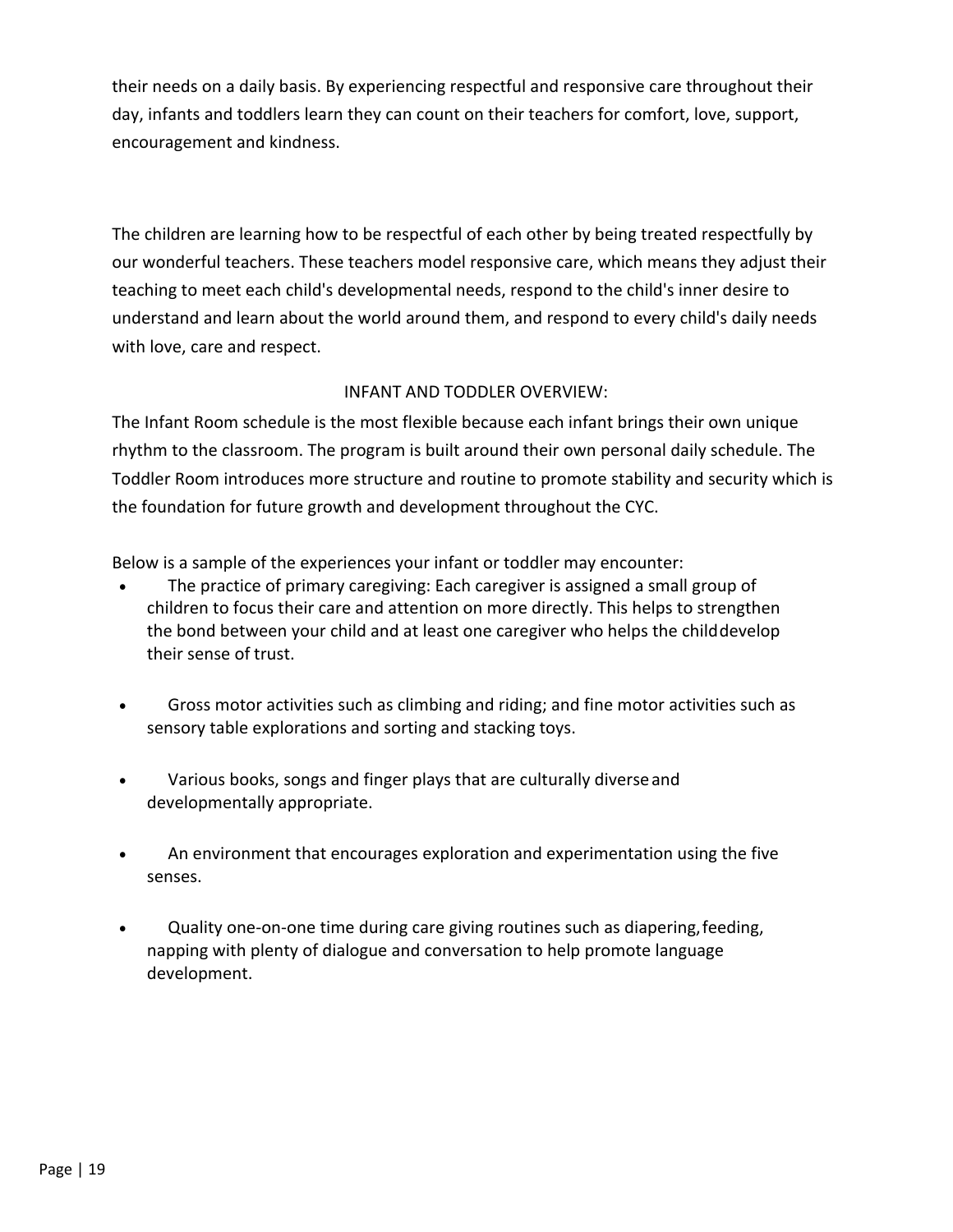their needs on a daily basis. By experiencing respectful and responsive care throughout their day, infants and toddlers learn they can count on their teachers for comfort, love, support, encouragement and kindness.

The children are learning how to be respectful of each other by being treated respectfully by our wonderful teachers. These teachers model responsive care, which means they adjust their teaching to meet each child's developmental needs, respond to the child's inner desire to understand and learn about the world around them, and respond to every child's daily needs with love, care and respect.

## INFANT AND TODDLER OVERVIEW:

The Infant Room schedule is the most flexible because each infant brings their own unique rhythm to the classroom. The program is built around their own personal daily schedule. The Toddler Room introduces more structure and routine to promote stability and security which is the foundation for future growth and development throughout the CYC.

Below is a sample of the experiences your infant or toddler may encounter:

- The practice of primary caregiving: Each caregiver is assigned a small group of children to focus their care and attention on more directly. This helps to strengthen the bond between your child and at least one caregiver who helps the child develop their sense of trust.

- Gross motor activities such as climbing and riding; and fine motor activities such as sensory table explorations and sorting and stacking toys.

- Various books, songs and finger plays that are culturally diverse and developmentally appropriate.

- An environment that encourages exploration and experimentation using the five senses.

- Quality one-on-one time during care giving routines such as diapering, feeding, napping with plenty of dialogue and conversation to help promote language development.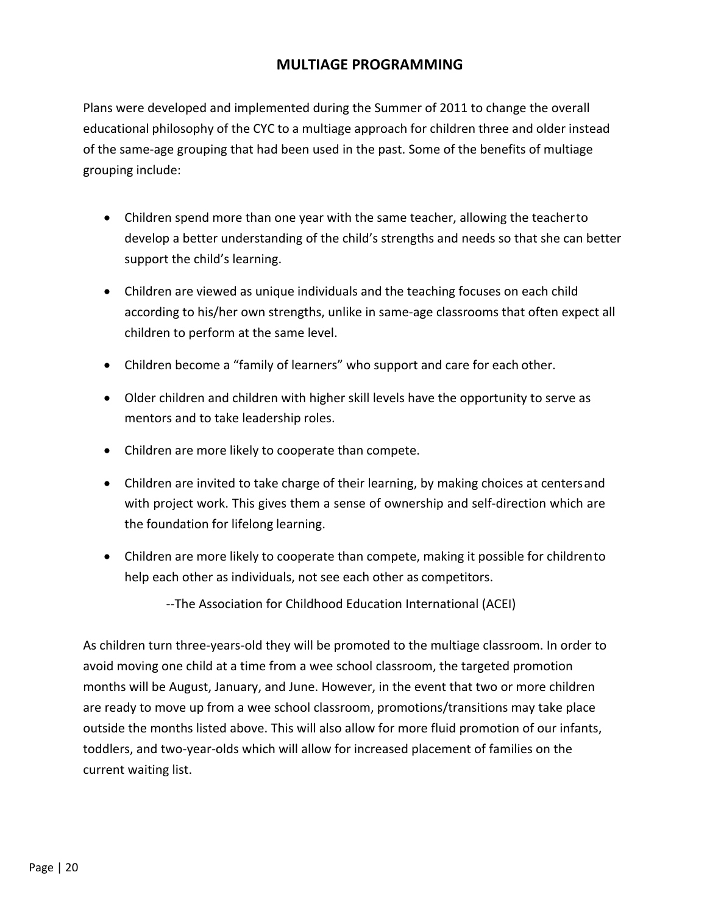## MULTIAGE PROGRAMMING

Plans were developed and implemented during the Summer of 2011 to change the overall educational philosophy of the CYC to a multiage approach for children three and older instead of the same-age grouping that had been used in the past. Some of the benefits of multiage grouping include:

- Children spend more than one year with the same teacher, allowing the teacher to develop a better understanding of the child's strengths and needs so that she can better support the child's learning.
- Children are viewed as unique individuals and the teaching focuses on each child according to his/her own strengths, unlike in same-age classrooms that often expect all children to perform at the same level.
- Children become a "family of learners" who support and care for each other.
- Older children and children with higher skill levels have the opportunity to serve as mentors and to take leadership roles.
- Children are more likely to cooperate than compete.
- Children are invited to take charge of their learning, by making choices at centers and with project work. This gives them a sense of ownership and self-direction which are the foundation for lifelong learning.
- Children are more likely to cooperate than compete, making it possible for children to help each other as individuals, not see each other as competitors.

--The Association for Childhood Education International (ACEI)

As children turn three-years-old they will be promoted to the multiage classroom. In order to avoid moving one child at a time from a wee school classroom, the targeted promotion months will be August, January, and June. However, in the event that two or more children are ready to move up from a wee school classroom, promotions/transitions may take place outside the months listed above. This will also allow for more fluid promotion of our infants, toddlers, and two-year-olds which will allow for increased placement of families on the current waiting list.